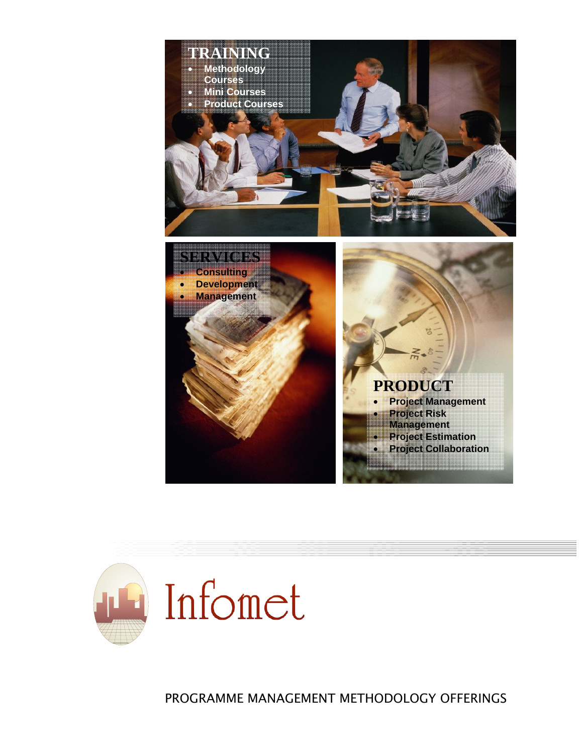## TRAINING

- Methodology Courses
- Mini Courses
- Programme Courses

## SERVICES

- Consulting
- Development
- Management

## PRODUCT

- Project Management
- Project Risk Management
- Project Estimation
- Project Collaboration

# Infomet

PROGRAMME MANAGEMENT METHODOLOGY OFFERINGS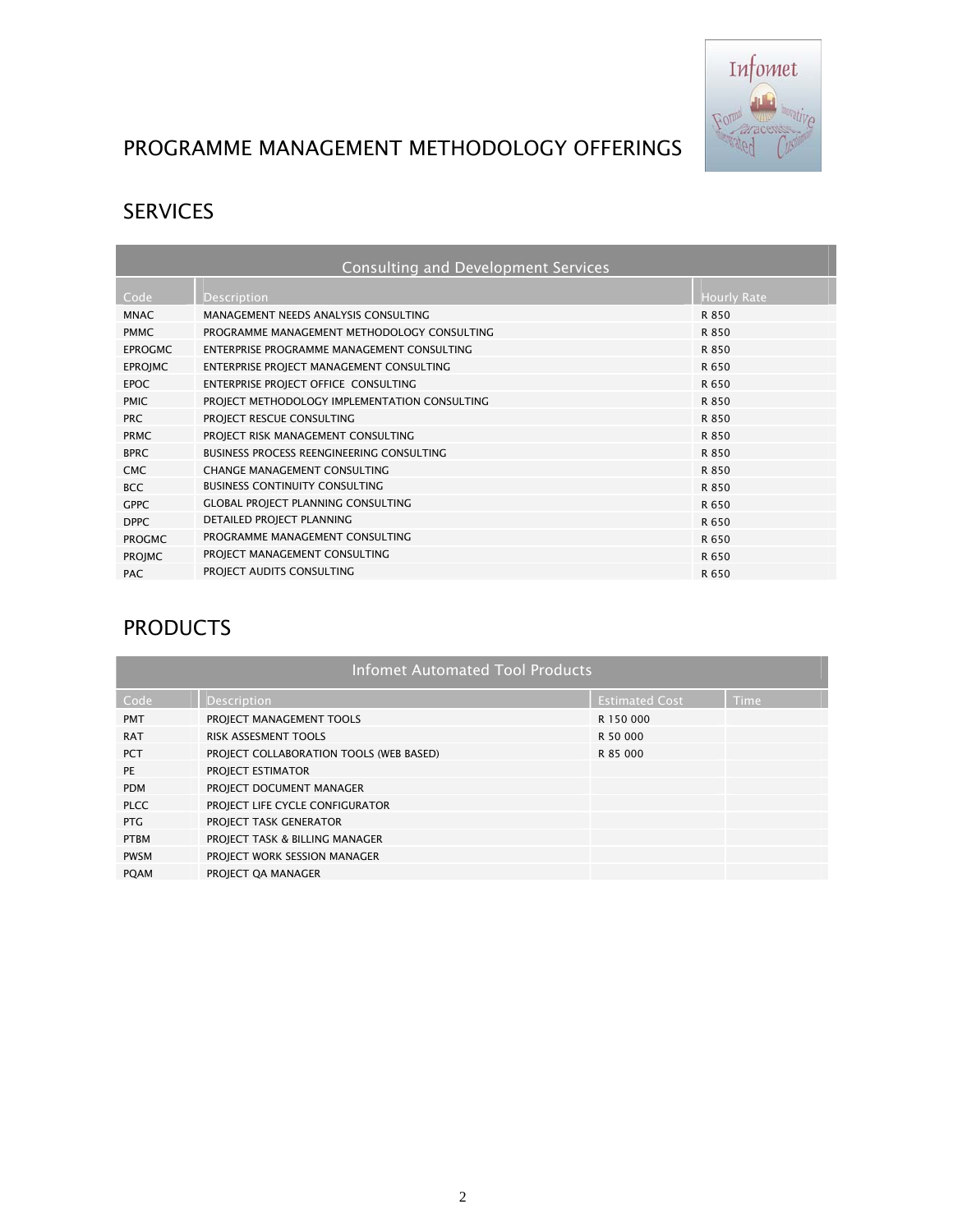# PROGRAMME MANAGEMENT METHODOLOGY OFFERINGS

## SERVICES

| Consulting and Development Services | | |
|---|---|---|
| Code | Description | Hourly Rate |
| MNAC | MANAGEMENT NEEDS ANALYSIS CONSULTING | R 850 |
| PMMC | PROGRAMME MANAGEMENT METHODOLOGY CONSULTING | R 850 |
| EPROGMC | ENTERPRISE PROGRAMME MANAGEMENT CONSULTING | R 850 |
| EPROJMC | ENTERPRISE PROJECT MANAGEMENT CONSULTING | R 650 |
| EPOC | ENTERPRISE PROJECT OFFICE CONSULTING | R 650 |
| PMIC | PROJECT METHODOLOGY IMPLEMENTATION CONSULTING | R 850 |
| PRC | PROJECT RESCUE CONSULTING | R 850 |
| PRMC | PROJECT RISK MANAGEMENT CONSULTING | R 850 |
| BPRC | BUSINESS PROCESS REENGINEERING CONSULTING | R 850 |
| CMC | CHANGE MANAGEMENT CONSULTING | R 850 |
| BCC | BUSINESS CONTINUITY CONSULTING | R 850 |
| GPPC | GLOBAL PROJECT PLANNING CONSULTING | R 650 |
| DPPC | DETAILED PROJECT PLANNING | R 650 |
| PROGMC | PROGRAMME MANAGEMENT CONSULTING | R 650 |
| PROJMC | PROJECT MANAGEMENT CONSULTING | R 650 |
| PAC | PROJECT AUDITS CONSULTING | R 650 |

## PRODUCTS

| Infomet Automated Tool Products | | | |
|---|---|---|---|
| Code | Description | Estimated Cost | Time |
| PMT | PROJECT MANAGEMENT TOOLS | R 150 000 | |
| RAT | RISK ASSESMENT TOOLS | R 50 000 | |
| PCT | PROJECT COLLABORATION TOOLS (WEB BASED) | R 85 000 | |
| PE | PROJECT ESTIMATOR | | |
| PDM | PROJECT DOCUMENT MANAGER | | |
| PLCC | PROJECT LIFE CYCLE CONFIGURATOR | | |
| PTG | PROJECT TASK GENERATOR | | |
| PTBM | PROJECT TASK & BILLING MANAGER | | |
| PWSM | PROJECT WORK SESSION MANAGER | | |
| PQAM | PROJECT QA MANAGER | | |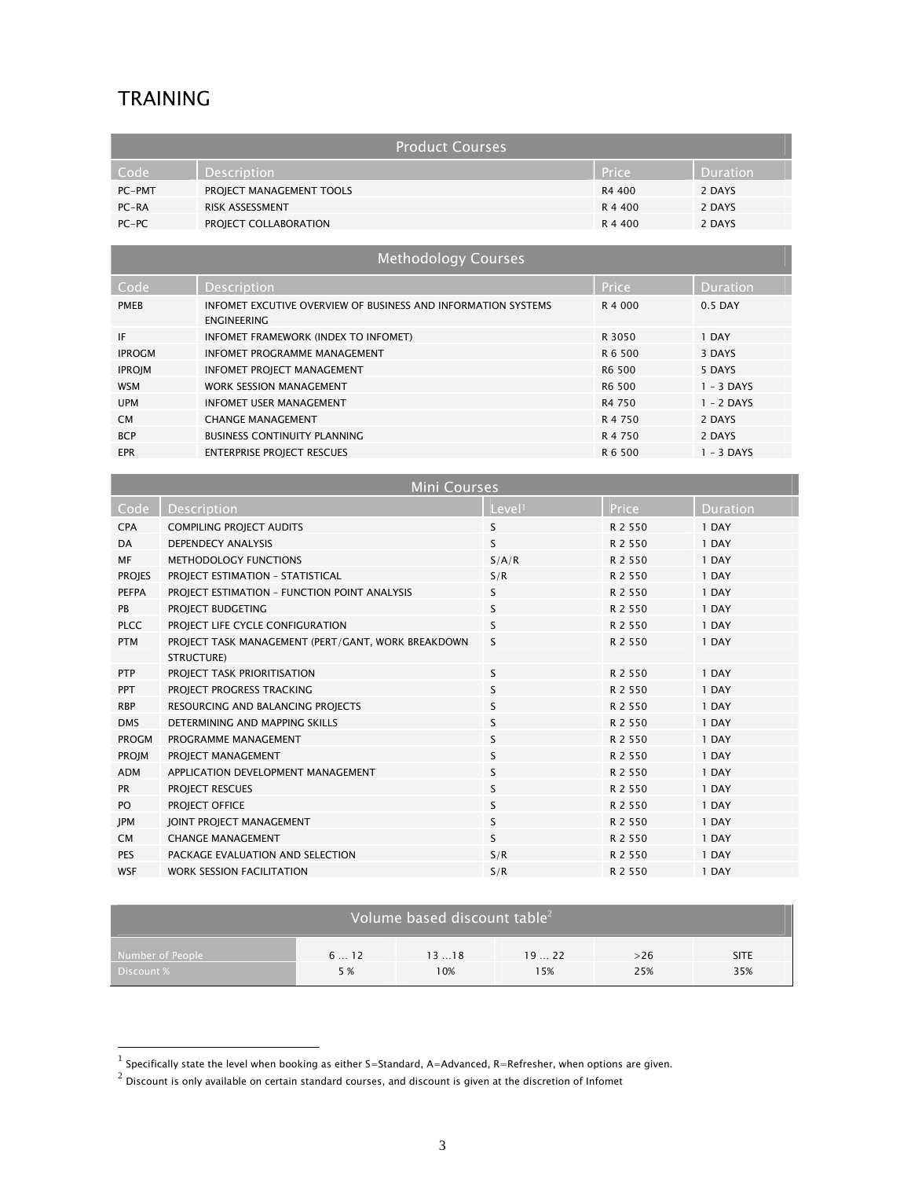# TRAINING

| Product Courses | | | |
|---|---|---|---|
| Code | Description | Price | Duration |
| PC-PMT | PROJECT MANAGEMENT TOOLS | R4 400 | 2 DAYS |
| PC-RA | RISK ASSESSMENT | R 4 400 | 2 DAYS |
| PC-PC | PROJECT COLLABORATION | R 4 400 | 2 DAYS |

| Methodology Courses | | | |
|---|---|---|---|
| Code | Description | Price | Duration |
| PMEB | INFOMET EXCUTIVE OVERVIEW OF BUSINESS AND INFORMATION SYSTEMS ENGINEERING | R 4 000 | 0.5 DAY |
| IF | INFOMET FRAMEWORK (INDEX TO INFOMET) | R 3050 | 1 DAY |
| IPROGM | INFOMET PROGRAMME MANAGEMENT | R 6 500 | 3 DAYS |
| IPROJM | INFOMET PROJECT MANAGEMENT | R6 500 | 5 DAYS |
| WSM | WORK SESSION MANAGEMENT | R6 500 | 1 - 3 DAYS |
| UPM | INFOMET USER MANAGEMENT | R4 750 | 1 - 2 DAYS |
| CM | CHANGE MANAGEMENT | R 4 750 | 2 DAYS |
| BCP | BUSINESS CONTINUITY PLANNING | R 4 750 | 2 DAYS |
| EPR | ENTERPRISE PROJECT RESCUES | R 6 500 | 1 - 3 DAYS |

| Mini Courses | | | | |
|---|---|---|---|---|
| Code | Description | Level[1] | Price | Duration |
| CPA | COMPILING PROJECT AUDITS | S | R 2 550 | 1 DAY |
| DA | DEPENDECY ANALYSIS | S | R 2 550 | 1 DAY |
| MF | METHODOLOGY FUNCTIONS | S/A/R | R 2 550 | 1 DAY |
| PROJES | PROJECT ESTIMATION - STATISTICAL | S/R | R 2 550 | 1 DAY |
| PEFPA | PROJECT ESTIMATION - FUNCTION POINT ANALYSIS | S | R 2 550 | 1 DAY |
| PB | PROJECT BUDGETING | S | R 2 550 | 1 DAY |
| PLCC | PROJECT LIFE CYCLE CONFIGURATION | S | R 2 550 | 1 DAY |
| PTM | PROJECT TASK MANAGEMENT (PERT/GANT, WORK BREAKDOWN STRUCTURE) | S | R 2 550 | 1 DAY |
| PTP | PROJECT TASK PRIORITISATION | S | R 2 550 | 1 DAY |
| PPT | PROJECT PROGRESS TRACKING | S | R 2 550 | 1 DAY |
| RBP | RESOURCING AND BALANCING PROJECTS | S | R 2 550 | 1 DAY |
| DMS | DETERMINING AND MAPPING SKILLS | S | R 2 550 | 1 DAY |
| PROGM | PROGRAMME MANAGEMENT | S | R 2 550 | 1 DAY |
| PROJM | PROJECT MANAGEMENT | S | R 2 550 | 1 DAY |
| ADM | APPLICATION DEVELOPMENT MANAGEMENT | S | R 2 550 | 1 DAY |
| PR | PROJECT RESCUES | S | R 2 550 | 1 DAY |
| PO | PROJECT OFFICE | S | R 2 550 | 1 DAY |
| JPM | JOINT PROJECT MANAGEMENT | S | R 2 550 | 1 DAY |
| CM | CHANGE MANAGEMENT | S | R 2 550 | 1 DAY |
| PES | PACKAGE EVALUATION AND SELECTION | S/R | R 2 550 | 1 DAY |
| WSF | WORK SESSION FACILITATION | S/R | R 2 550 | 1 DAY |

| Volume based discount table[2] | | | | | |
|---|---|---|---|---|---|
| Number of People | 6 … 12 | 13 …18 | 19 … 22 | >26 | SITE |
| Discount % | 5 % | 10% | 15% | 25% | 35% |

[1] Specifically state the level when booking as either S=Standard, A=Advanced, R=Refresher, when options are given.

[2] Discount is only available on certain standard courses, and discount is given at the discretion of Infomet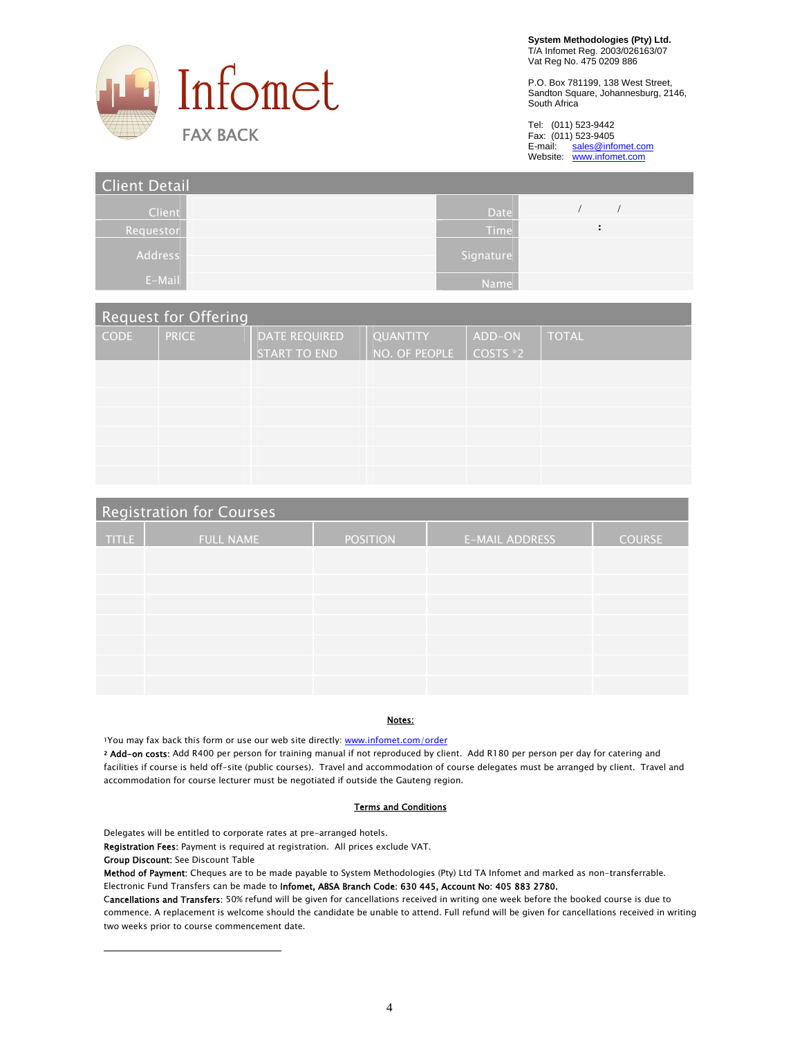# Infomet

## FAX BACK

**System Methodologies (Pty) Ltd.**
T/A Infomet Reg. 2003/026163/07
Vat Reg No. 475 0209 886

P.O. Box 781199, 138 West Street,
Sandton Square, Johannesburg, 2146,
South Africa

Tel: (011) 523-9442
Fax: (011) 523-9405
E-mail: sales@infomet.com
Website: www.infomet.com

## Client Detail

| | | | |
|---|---|---|---|
| Client | | Date | / / |
| Requestor | | Time | : |
| Address | | Signature | |
| E-Mail | | Name | |

## Request for Offering

| CODE | PRICE | DATE REQUIRED START TO END | QUANTITY NO. OF PEOPLE | ADD-ON COSTS *2 | TOTAL |
|---|---|---|---|---|---|
| | | | | | |
| | | | | | |
| | | | | | |
| | | | | | |
| | | | | | |
| | | | | | |

## Registration for Courses

| TITLE | FULL NAME | POSITION | E-MAIL ADDRESS | COURSE |
|---|---|---|---|---|
| | | | | |
| | | | | |
| | | | | |
| | | | | |
| | | | | |
| | | | | |
| | | | | |

**Notes:**

[1]You may fax back this form or use our web site directly: www.infomet.com/order

[2] **Add-on costs**: Add R400 per person for training manual if not reproduced by client. Add R180 per person per day for catering and facilities if course is held off-site (public courses). Travel and accommodation of course delegates must be arranged by client. Travel and accommodation for course lecturer must be negotiated if outside the Gauteng region.

**Terms and Conditions**

Delegates will be entitled to corporate rates at pre-arranged hotels.

**Registration Fees**: Payment is required at registration. All prices exclude VAT.

**Group Discount**: See Discount Table

**Method of Payment**: Cheques are to be made payable to System Methodologies (Pty) Ltd TA Infomet and marked as non-transferrable. Electronic Fund Transfers can be made to **Infomet, ABSA Branch Code: 630 445, Account No: 405 883 2780.**

**Cancellations and Transfers**: 50% refund will be given for cancellations received in writing one week before the booked course is due to commence. A replacement is welcome should the candidate be unable to attend. Full refund will be given for cancellations received in writing two weeks prior to course commencement date.